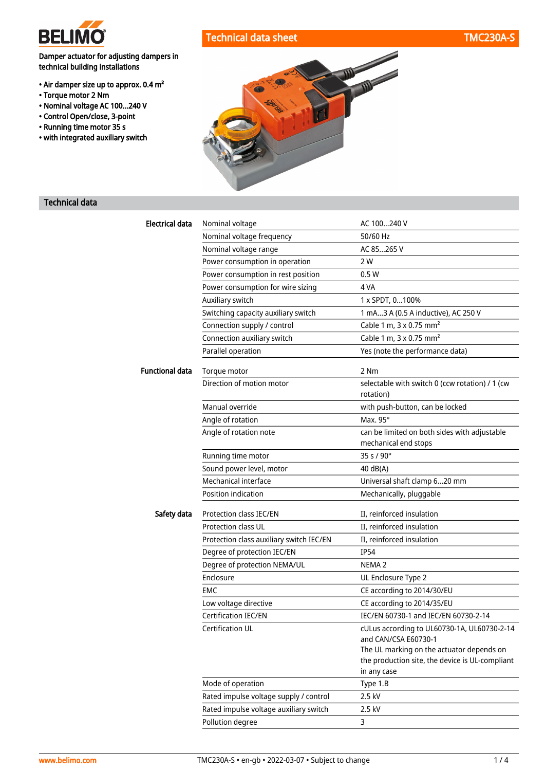# Technical data sheet TMC230A-S

Damper actuator for adjusting dampers in technical building installations

- Air damper size up to approx. 0.4 m²
- Torque motor 2 Nm
- Nominal voltage AC 100...240 V
- Control Open/close, 3-point
- Running time motor 35 s
- with integrated auxiliary switch

## Technical data

| | | |
|---|---|---|
| **Electrical data** | Nominal voltage | AC 100...240 V |
| | Nominal voltage frequency | 50/60 Hz |
| | Nominal voltage range | AC 85...265 V |
| | Power consumption in operation | 2 W |
| | Power consumption in rest position | 0.5 W |
| | Power consumption for wire sizing | 4 VA |
| | Auxiliary switch | 1 x SPDT, 0...100% |
| | Switching capacity auxiliary switch | 1 mA...3 A (0.5 A inductive), AC 250 V |
| | Connection supply / control | Cable 1 m, 3 x 0.75 mm² |
| | Connection auxiliary switch | Cable 1 m, 3 x 0.75 mm² |
| | Parallel operation | Yes (note the performance data) |
| **Functional data** | Torque motor | 2 Nm |
| | Direction of motion motor | selectable with switch 0 (ccw rotation) / 1 (cw rotation) |
| | Manual override | with push-button, can be locked |
| | Angle of rotation | Max. 95° |
| | Angle of rotation note | can be limited on both sides with adjustable mechanical end stops |
| | Running time motor | 35 s / 90° |
| | Sound power level, motor | 40 dB(A) |
| | Mechanical interface | Universal shaft clamp 6...20 mm |
| | Position indication | Mechanically, pluggable |
| **Safety data** | Protection class IEC/EN | II, reinforced insulation |
| | Protection class UL | II, reinforced insulation |
| | Protection class auxiliary switch IEC/EN | II, reinforced insulation |
| | Degree of protection IEC/EN | IP54 |
| | Degree of protection NEMA/UL | NEMA 2 |
| | Enclosure | UL Enclosure Type 2 |
| | EMC | CE according to 2014/30/EU |
| | Low voltage directive | CE according to 2014/35/EU |
| | Certification IEC/EN | IEC/EN 60730-1 and IEC/EN 60730-2-14 |
| | Certification UL | cULus according to UL60730-1A, UL60730-2-14 and CAN/CSA E60730-1<br>The UL marking on the actuator depends on the production site, the device is UL-compliant in any case |
| | Mode of operation | Type 1.B |
| | Rated impulse voltage supply / control | 2.5 kV |
| | Rated impulse voltage auxiliary switch | 2.5 kV |
| | Pollution degree | 3 |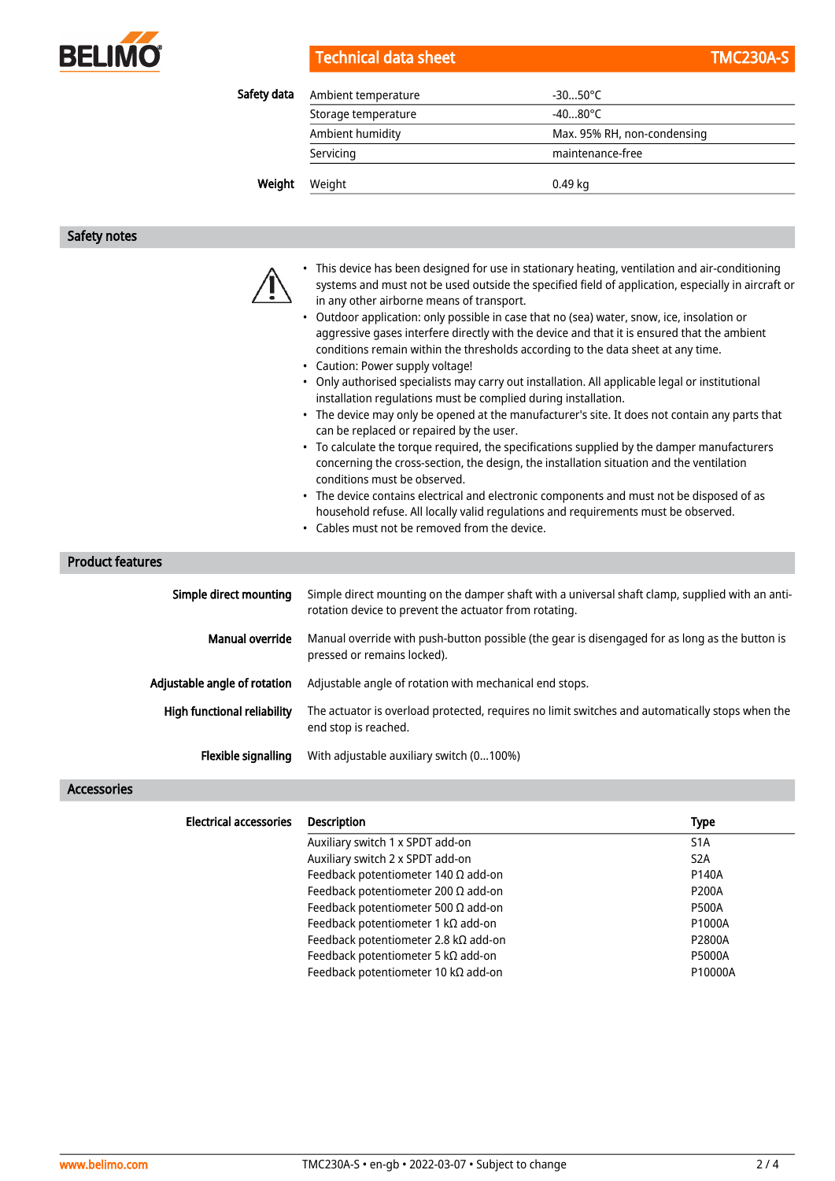| Safety data | | |
|---|---|---|
| | Ambient temperature | -30...50°C |
| | Storage temperature | -40...80°C |
| | Ambient humidity | Max. 95% RH, non-condensing |
| | Servicing | maintenance-free |

| Weight | | |
|---|---|---|
| | Weight | 0.49 kg |

## Safety notes

- This device has been designed for use in stationary heating, ventilation and air-conditioning systems and must not be used outside the specified field of application, especially in aircraft or in any other airborne means of transport.
- Outdoor application: only possible in case that no (sea) water, snow, ice, insolation or aggressive gases interfere directly with the device and that it is ensured that the ambient conditions remain within the thresholds according to the data sheet at any time.
- Caution: Power supply voltage!
- Only authorised specialists may carry out installation. All applicable legal or institutional installation regulations must be complied during installation.
- The device may only be opened at the manufacturer's site. It does not contain any parts that can be replaced or repaired by the user.
- To calculate the torque required, the specifications supplied by the damper manufacturers concerning the cross-section, the design, the installation situation and the ventilation conditions must be observed.
- The device contains electrical and electronic components and must not be disposed of as household refuse. All locally valid regulations and requirements must be observed.
- Cables must not be removed from the device.

## Product features

**Simple direct mounting**
Simple direct mounting on the damper shaft with a universal shaft clamp, supplied with an anti-rotation device to prevent the actuator from rotating.

**Manual override**
Manual override with push-button possible (the gear is disengaged for as long as the button is pressed or remains locked).

**Adjustable angle of rotation**
Adjustable angle of rotation with mechanical end stops.

**High functional reliability**
The actuator is overload protected, requires no limit switches and automatically stops when the end stop is reached.

**Flexible signalling**
With adjustable auxiliary switch (0...100%)

## Accessories

**Electrical accessories**

| Description | Type |
|---|---|
| Auxiliary switch 1 x SPDT add-on | S1A |
| Auxiliary switch 2 x SPDT add-on | S2A |
| Feedback potentiometer 140 Ω add-on | P140A |
| Feedback potentiometer 200 Ω add-on | P200A |
| Feedback potentiometer 500 Ω add-on | P500A |
| Feedback potentiometer 1 kΩ add-on | P1000A |
| Feedback potentiometer 2.8 kΩ add-on | P2800A |
| Feedback potentiometer 5 kΩ add-on | P5000A |
| Feedback potentiometer 10 kΩ add-on | P10000A |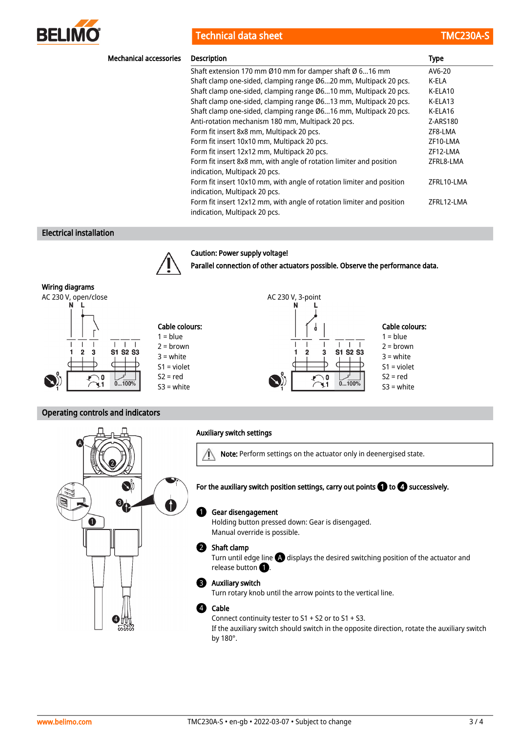## Mechanical accessories

| Description | Type |
|---|---|
| Shaft extension 170 mm Ø10 mm for damper shaft Ø 6...16 mm | AV6-20 |
| Shaft clamp one-sided, clamping range Ø6...20 mm, Multipack 20 pcs. | K-ELA |
| Shaft clamp one-sided, clamping range Ø6...10 mm, Multipack 20 pcs. | K-ELA10 |
| Shaft clamp one-sided, clamping range Ø6...13 mm, Multipack 20 pcs. | K-ELA13 |
| Shaft clamp one-sided, clamping range Ø6...16 mm, Multipack 20 pcs. | K-ELA16 |
| Anti-rotation mechanism 180 mm, Multipack 20 pcs. | Z-ARS180 |
| Form fit insert 8x8 mm, Multipack 20 pcs. | ZF8-LMA |
| Form fit insert 10x10 mm, Multipack 20 pcs. | ZF10-LMA |
| Form fit insert 12x12 mm, Multipack 20 pcs. | ZF12-LMA |
| Form fit insert 8x8 mm, with angle of rotation limiter and position indication, Multipack 20 pcs. | ZFRL8-LMA |
| Form fit insert 10x10 mm, with angle of rotation limiter and position indication, Multipack 20 pcs. | ZFRL10-LMA |
| Form fit insert 12x12 mm, with angle of rotation limiter and position indication, Multipack 20 pcs. | ZFRL12-LMA |

## Electrical installation

**Caution: Power supply voltage!**

**Parallel connection of other actuators possible. Observe the performance data.**

### Wiring diagrams

AC 230 V, open/close

Cable colours:
1 = blue
2 = brown
3 = white
S1 = violet
S2 = red
S3 = white

AC 230 V, 3-point

Cable colours:
1 = blue
2 = brown
3 = white
S1 = violet
S2 = red
S3 = white

## Operating controls and indicators

### Auxiliary switch settings

**Note:** Perform settings on the actuator only in deenergised state.

**For the auxiliary switch position settings, carry out points 1 to 4 successively.**

1. **Gear disengagement**
   Holding button pressed down: Gear is disengaged.
   Manual override is possible.
2. **Shaft clamp**
   Turn until edge line A displays the desired switching position of the actuator and release button 1.
3. **Auxiliary switch**
   Turn rotary knob until the arrow points to the vertical line.
4. **Cable**
   Connect continuity tester to S1 + S2 or to S1 + S3.
   If the auxiliary switch should switch in the opposite direction, rotate the auxiliary switch by 180°.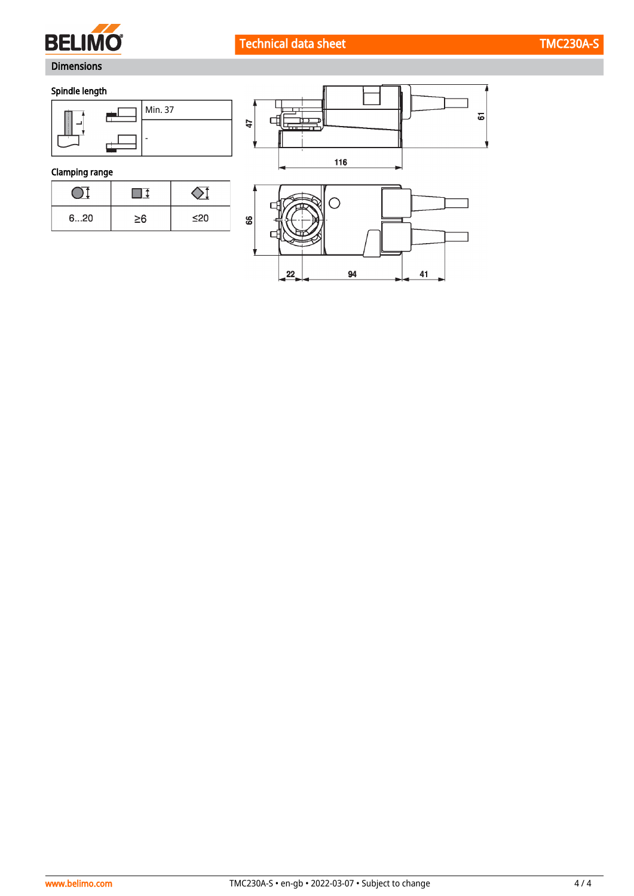## Dimensions

### Spindle length

| | |
|---|---|
| | Min. 37 |
| | - |

### Clamping range

| | | |
|---|---|---|
| | | |
| 6...20 | ≥6 | ≤20 |

47

61

116

66

22

94

41